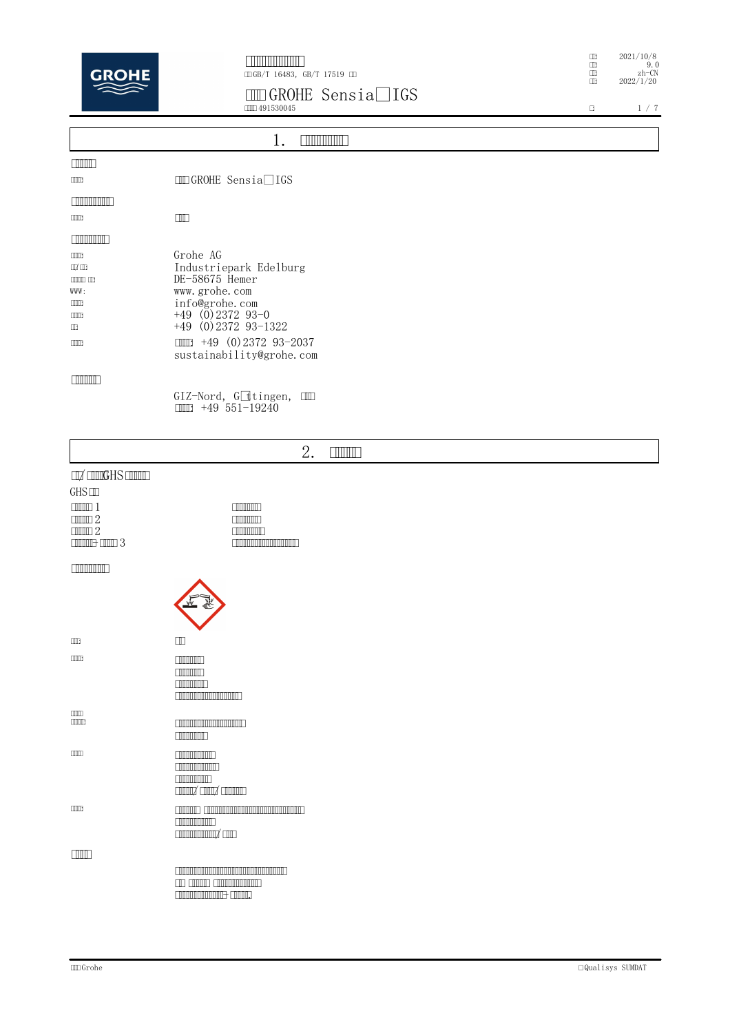## 1. □□□□□□□□

**□□□□□**

| | |
|---|---|
| □□□: | □□ GROHE Sensia□IGS |

**□□□□□□□□**

| | |
|---|---|
| □□□: | □□ |

**□□□□□□□**

| | |
|---|---|
| □□□: | Grohe AG |
| □/□: | Industriepark Edelburg |
| □□□ □: | DE-58675 Hemer |
| WWW: | www.grohe.com |
| □□□: | info@grohe.com |
| □□□: | +49 (0)2372 93-0 |
| □: | +49 (0)2372 93-1322 |
| □□□: | □□□: +49 (0)2372 93-2037<br>sustainability@grohe.com |

**□□□□□**

GIZ-Nord, G□ttingen, □□

□□□: +49 551-19240

## 2. □□□□

**□/ □□□GHS □□□□**

GHS □□

| | |
|---|---|
| □□□□ 1 | □□□□□ |
| □□□□ 2 | □□□□□ |
| □□□□ 2 | □□□□□□ |
| □□□□+ □□□ 3 | □□□□□□□□□□□□ |

**□□□□□□□**

| | |
|---|---|
| □□: | □□ |
| □□□: | □□□□□□<br>□□□□□□<br>□□□□□□<br>□□□□□□□□□□□□ |
| □□□<br>□□□□: | □□□□□□□□□□□□□<br>□□□□□□ |
| □□□: | □□□□□□□□<br>□□□□□□□□<br>□□□□□□□<br>□□□□/ □□□/ □□□□□ |
| □□□: | □□□□□ □□□□□□□□□□□□□□□□□□□<br>□□□□□□□□<br>□□□□□□□□□/ □□ |

**□□□**

□□□□□□□□□□□□□□□□□□□□□□□
□□ □□□□ □□□□□□□□□
□□□□□□□□□□+ □□□□.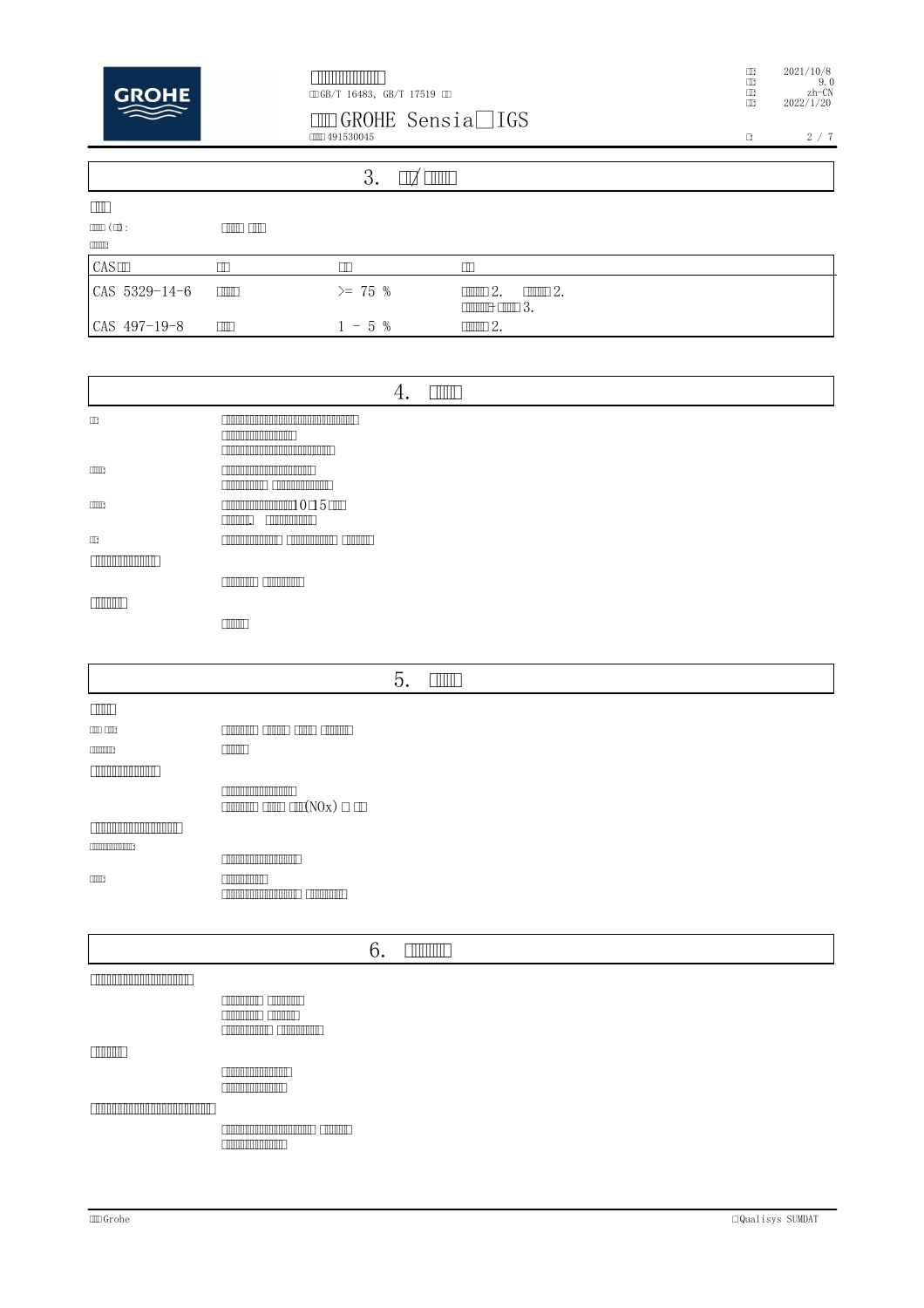## 3. □/□□□□

□□

□□□ (□): □□□ □□

□□□□:

| CAS□ | □□ | □□ | □□ |
|---|---|---|---|
| CAS 5329-14-6 | □□□ | >= 75 % | □□□□ 2. □□□□ 2. □□□□+□□□ 3. |
| CAS 497-19-8 | □□ | 1 - 5 % | □□□□ 2. |

## 4. □□□□

□□: □□□□□□□□□□□□□□□□□□□□□□□□□□□□□□□
□□□□□□□□□□□□□
□□□□□□□□□□□□□□□□□□□□□

□□□□: □□□□□□□□□□□□□□□□
□□□□□□□□ □□□□□□□□□□□

□□□□: □□□□□□□□□□□□□10□15□□
□□□□□ □□□□□□□□

□□: □□□□□□□□□ □□□□□□□□□ □□□□□□

□□□□□□□□□□□

□□□□□□ □□□□□□□

□□□□□

□□□□

## 5. □□□□

□□□□

□□□ □□: □□□□□□ □□□□ □□□ □□□□□

□□□□□□: □□□□

□□□□□□□□□□□

□□□□□□□□□□□□□
□□□□□□ □□□□ □□(NOx) □ □□

□□□□□□□□□□□□□□

□□□□□□□□□□□□:

□□□□□□□□□□□□□□□

□□□□: □□□□□□□
□□□□□□□□□□□□□□ □□□□□□□

## 6. □□□□□□

□□□□□□□□□□□□□□□□

□□□□□□□ □□□□□□
□□□□□□□ □□□□□
□□□□□□□□ □□□□□□□□

□□□□□

□□□□□□□□□□□□
□□□□□□□□□□□

□□□□□□□□□□□□□□□□□□□□□

□□□□□□□□□□□□□□□□□ □□□□□
□□□□□□□□□□□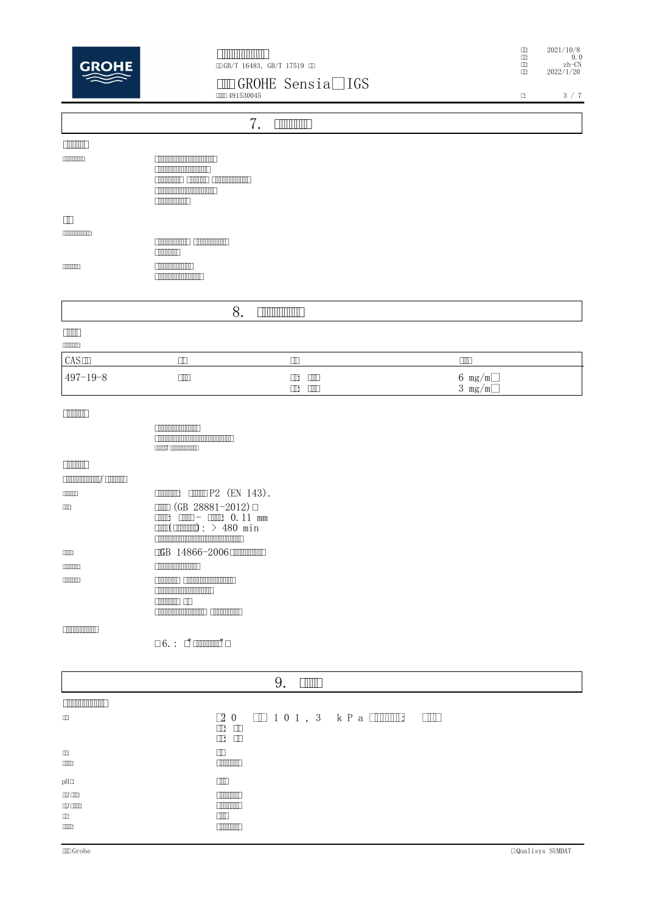## 7.

## 8.

| CAS | | | |
|---|---|---|---|
| 497-19-8 | | | 6 mg/m³<br>3 mg/m³ |

P2 (EN 143).

(GB 28881-2012)

0.11 mm

: > 480 min

GB 14866-2006

6. :

## 9.

20 101,3 kPa

pH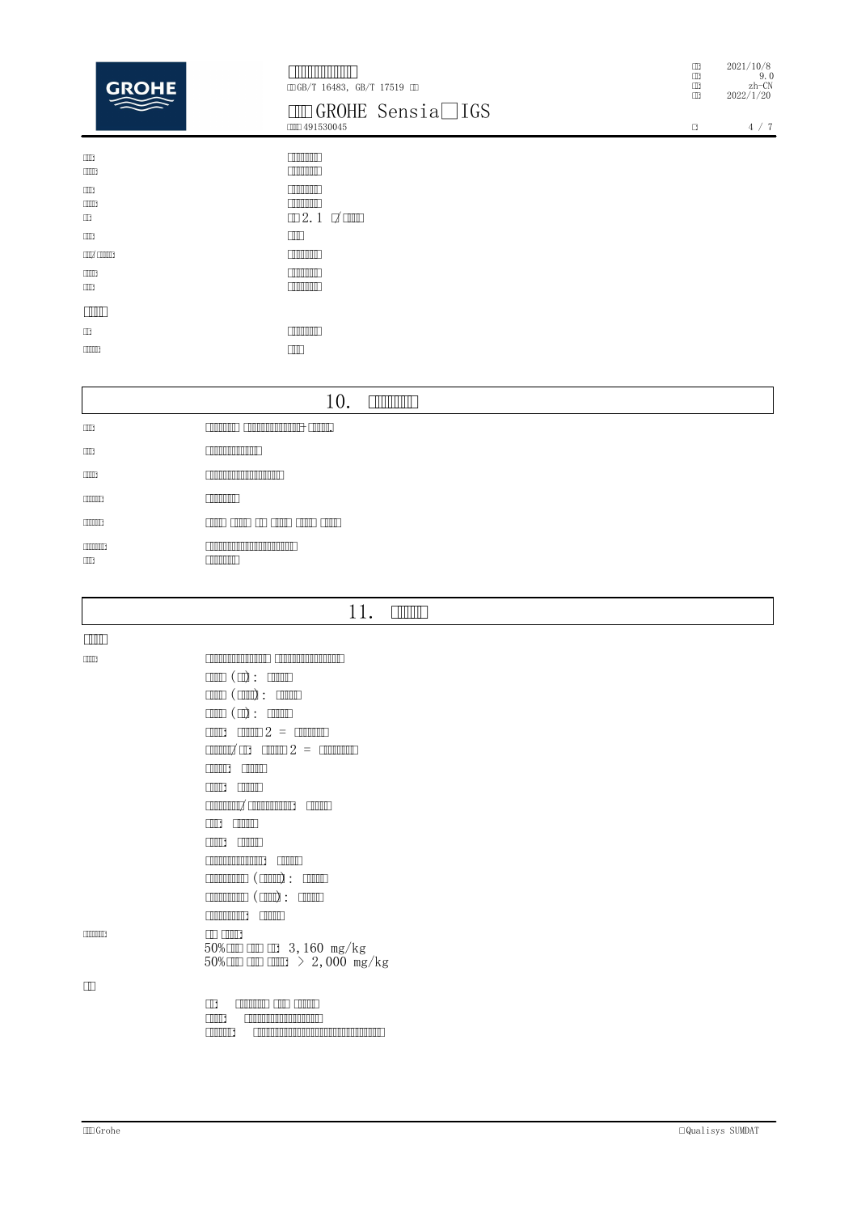2.1

## 10.

## 11.

2 =

2 =

50% 3,160 mg/kg
50% > 2,000 mg/kg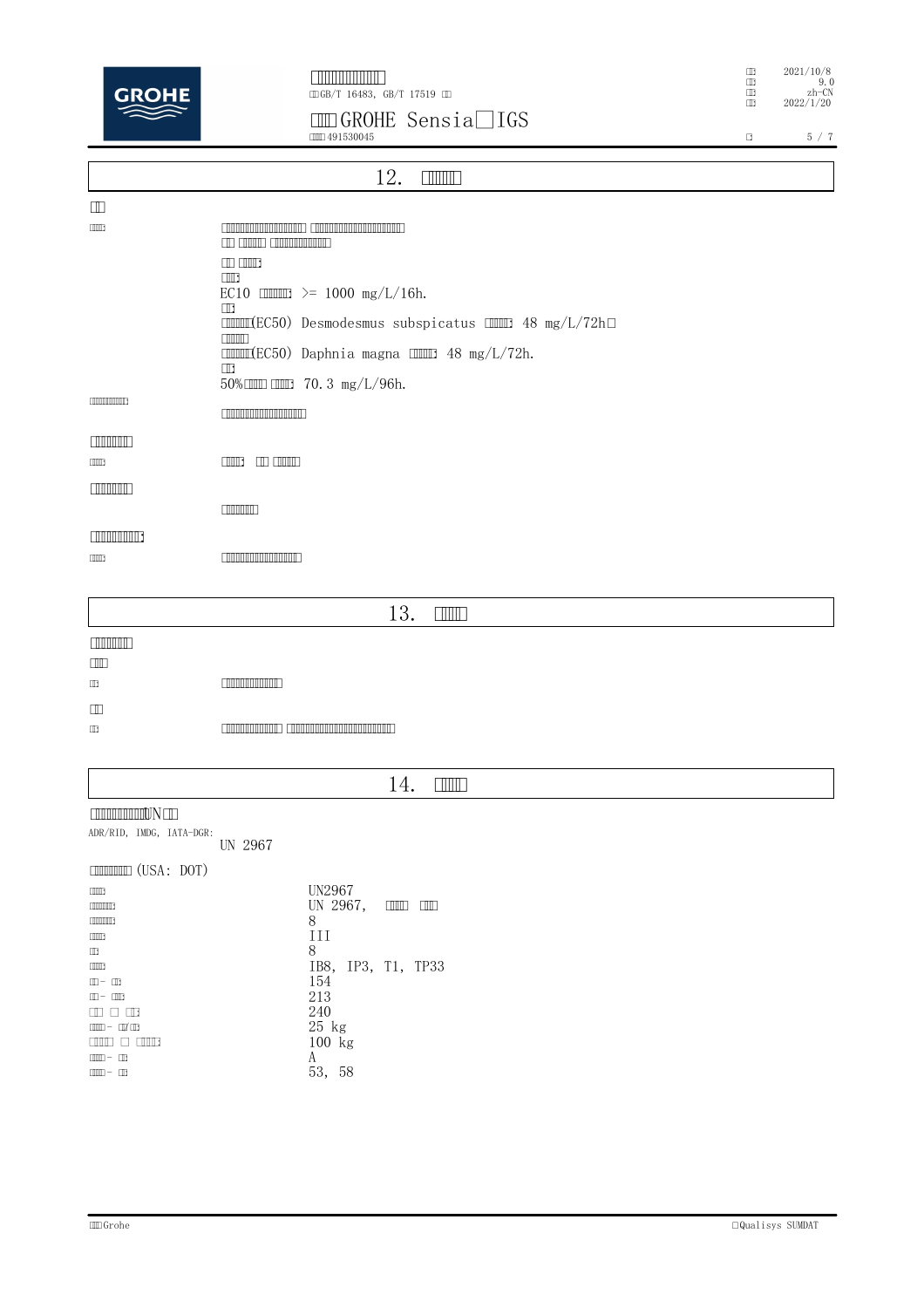## 12.

EC10 : >= 1000 mg/L/16h.

(EC50) Desmodesmus subspicatus : 48 mg/L/72h

(EC50) Daphnia magna : 48 mg/L/72h.

50% : 70.3 mg/L/96h.

## 13.

## 14.

UN

ADR/RID, IMDG, IATA-DGR:
UN 2967

(USA: DOT)

| | |
|---|---|
| | UN2967 |
| | UN 2967, |
| | 8 |
| | III |
| | 8 |
| | IB8, IP3, T1, TP33 |
| | 154 |
| | 213 |
| | 240 |
| | 25 kg |
| | 100 kg |
| | A |
| | 53, 58 |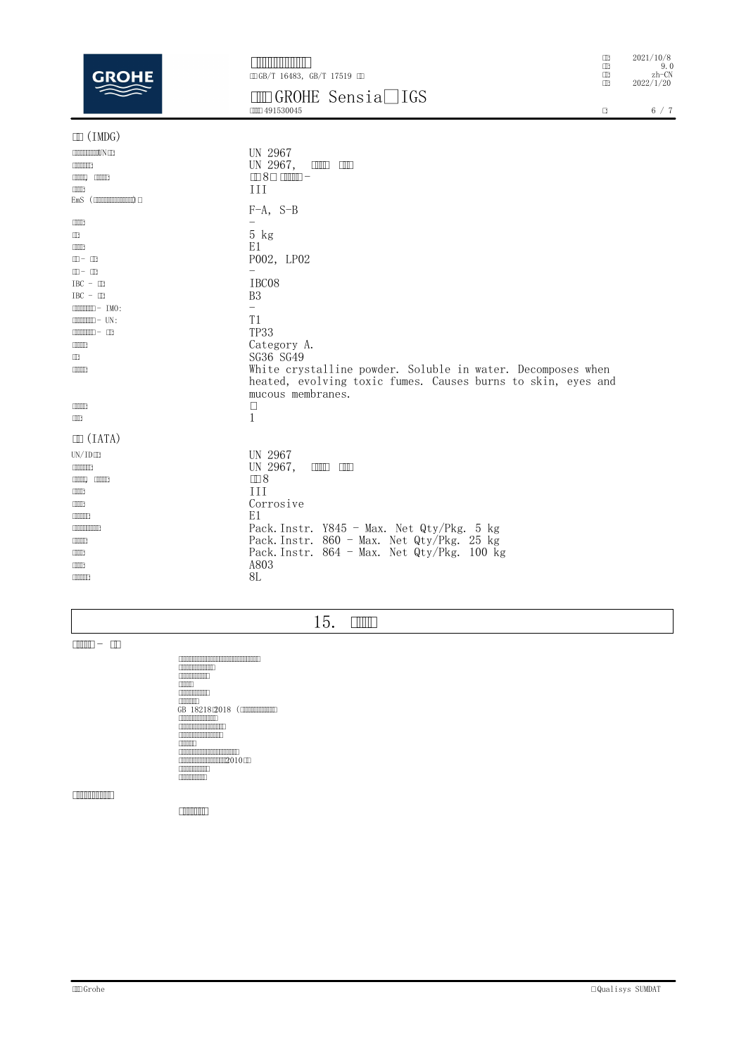□□ (IMDG)

| | |
|---|---|
| □□□□□□□UN□□ | UN 2967 |
| □□□□□ | UN 2967, □□□□ □□□ |
| □□□□, □□□□ | □□8□ □□□□- |
| □□□ | III |
| EmS (□□□□□□□□□□□□□)□ | F-A, S-B |
| □□□ | - |
| □□ | 5 kg |
| □□□ | E1 |
| □□ - □□ | P002, LP02 |
| □□ - □□ | - |
| IBC - □□ | IBC08 |
| IBC - □□ | B3 |
| □□□□□□□ - IMO: | - |
| □□□□□□□ - UN: | T1 |
| □□□□□□□ - □□ | TP33 |
| □□□□ | Category A. |
| □□ | SG36 SG49 |
| □□□□ | White crystalline powder. Soluble in water. Decomposes when heated, evolving toxic fumes. Causes burns to skin, eyes and mucous membranes. |
| □□□□ | □ |
| □□□ | 1 |

□□ (IATA)

| | |
|---|---|
| UN/ID□□ | UN 2967 |
| □□□□□ | UN 2967, □□□□ □□□ |
| □□□□, □□□□ | □□8 |
| □□□ | III |
| □□□ | Corrosive |
| □□□□ | E1 |
| □□□□□□□□ | Pack.Instr. Y845 - Max. Net Qty/Pkg. 5 kg |
| □□□□ | Pack.Instr. 860 - Max. Net Qty/Pkg. 25 kg |
| □□□□ | Pack.Instr. 864 - Max. Net Qty/Pkg. 100 kg |
| □□□ | A803 |
| □□□□ | 8L |

## 15. □□□□

□□□□□ - □□

□□□□□□□□□□□□□□□□□□□□□□□
□□□□□□□□□
□□□□□□□□
□□□□
□□□□□□□□
□□□□□
GB 18218□2018 (□□□□□□□□□□□
□□□□□□□□□□
□□□□□□□□□□□□
□□□□□□□□□□□
□□□□
□□□□□□□□□□□□□□□□
□□□□□□□□□□□□□□2010□□
□□□□□□□□
□□□□□□□□

□□□□□□□□□□

□□□□□□□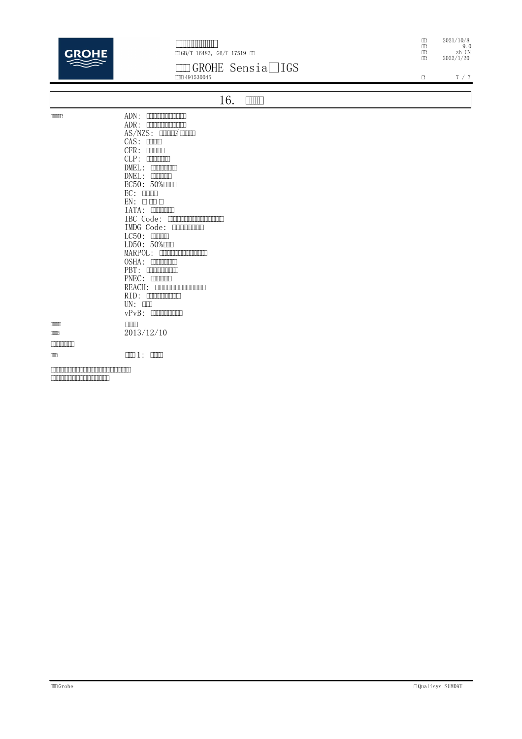## 16.

ADN:
ADR:
AS/NZS: /
CAS:
CFR:
CLP:
DMEL:
DNEL:
EC50: 50%
EC:
EN:
IATA:
IBC Code:
IMDG Code:
LC50:
LD50: 50%
MARPOL:
OSHA:
PBT:
PNEC:
REACH:
RID:
UN:
vPvB:

2013/12/10

1: